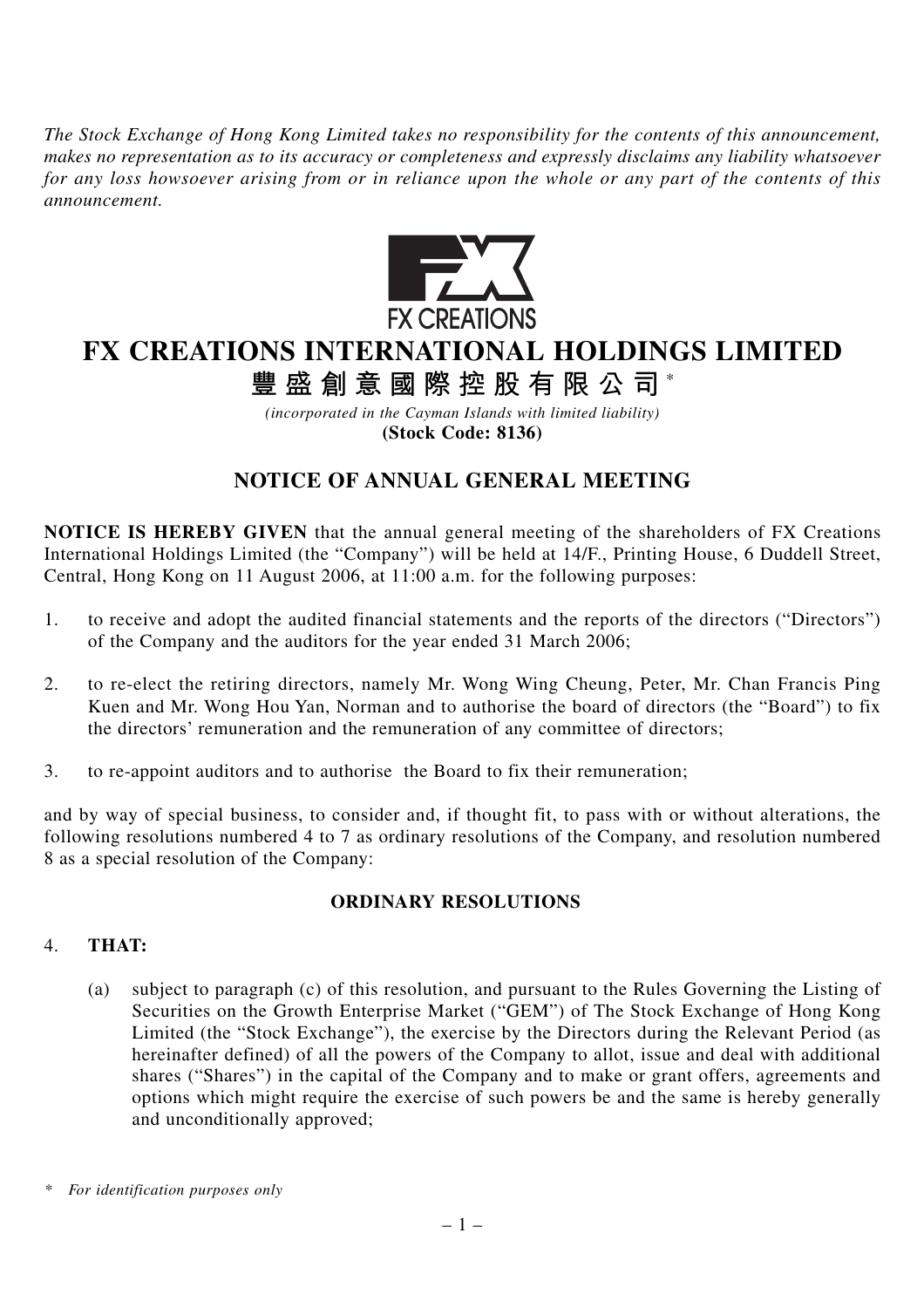*The Stock Exchange of Hong Kong Limited takes no responsibility for the contents of this announcement, makes no representation as to its accuracy or completeness and expressly disclaims any liability whatsoever for any loss howsoever arising from or in reliance upon the whole or any part of the contents of this announcement.*

FX CREATIONS

# FX CREATIONS INTERNATIONAL HOLDINGS LIMITED

# 豐盛創意國際控股有限公司 *

*(incorporated in the Cayman Islands with limited liability)*

**(Stock Code: 8136)**

## NOTICE OF ANNUAL GENERAL MEETING

**NOTICE IS HEREBY GIVEN** that the annual general meeting of the shareholders of FX Creations International Holdings Limited (the "Company") will be held at 14/F., Printing House, 6 Duddell Street, Central, Hong Kong on 11 August 2006, at 11:00 a.m. for the following purposes:

1. to receive and adopt the audited financial statements and the reports of the directors ("Directors") of the Company and the auditors for the year ended 31 March 2006;

2. to re-elect the retiring directors, namely Mr. Wong Wing Cheung, Peter, Mr. Chan Francis Ping Kuen and Mr. Wong Hou Yan, Norman and to authorise the board of directors (the "Board") to fix the directors' remuneration and the remuneration of any committee of directors;

3. to re-appoint auditors and to authorise the Board to fix their remuneration;

and by way of special business, to consider and, if thought fit, to pass with or without alterations, the following resolutions numbered 4 to 7 as ordinary resolutions of the Company, and resolution numbered 8 as a special resolution of the Company:

### ORDINARY RESOLUTIONS

4. **THAT:**

   (a) subject to paragraph (c) of this resolution, and pursuant to the Rules Governing the Listing of Securities on the Growth Enterprise Market ("GEM") of The Stock Exchange of Hong Kong Limited (the "Stock Exchange"), the exercise by the Directors during the Relevant Period (as hereinafter defined) of all the powers of the Company to allot, issue and deal with additional shares ("Shares") in the capital of the Company and to make or grant offers, agreements and options which might require the exercise of such powers be and the same is hereby generally and unconditionally approved;

\* *For identification purposes only*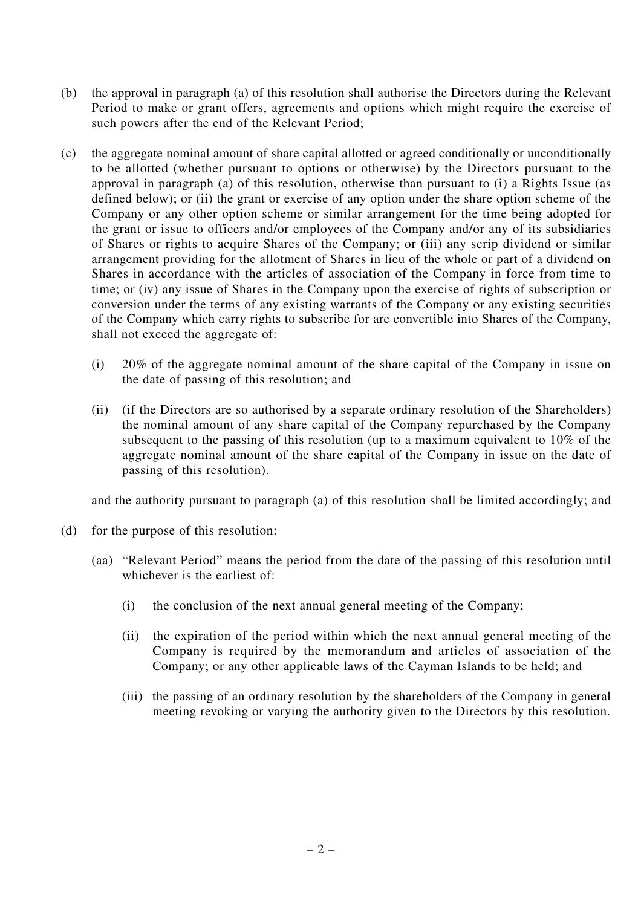(b) the approval in paragraph (a) of this resolution shall authorise the Directors during the Relevant Period to make or grant offers, agreements and options which might require the exercise of such powers after the end of the Relevant Period;

(c) the aggregate nominal amount of share capital allotted or agreed conditionally or unconditionally to be allotted (whether pursuant to options or otherwise) by the Directors pursuant to the approval in paragraph (a) of this resolution, otherwise than pursuant to (i) a Rights Issue (as defined below); or (ii) the grant or exercise of any option under the share option scheme of the Company or any other option scheme or similar arrangement for the time being adopted for the grant or issue to officers and/or employees of the Company and/or any of its subsidiaries of Shares or rights to acquire Shares of the Company; or (iii) any scrip dividend or similar arrangement providing for the allotment of Shares in lieu of the whole or part of a dividend on Shares in accordance with the articles of association of the Company in force from time to time; or (iv) any issue of Shares in the Company upon the exercise of rights of subscription or conversion under the terms of any existing warrants of the Company or any existing securities of the Company which carry rights to subscribe for are convertible into Shares of the Company, shall not exceed the aggregate of:

    (i) 20% of the aggregate nominal amount of the share capital of the Company in issue on the date of passing of this resolution; and

    (ii) (if the Directors are so authorised by a separate ordinary resolution of the Shareholders) the nominal amount of any share capital of the Company repurchased by the Company subsequent to the passing of this resolution (up to a maximum equivalent to 10% of the aggregate nominal amount of the share capital of the Company in issue on the date of passing of this resolution).

    and the authority pursuant to paragraph (a) of this resolution shall be limited accordingly; and

(d) for the purpose of this resolution:

    (aa) "Relevant Period" means the period from the date of the passing of this resolution until whichever is the earliest of:

        (i) the conclusion of the next annual general meeting of the Company;

        (ii) the expiration of the period within which the next annual general meeting of the Company is required by the memorandum and articles of association of the Company; or any other applicable laws of the Cayman Islands to be held; and

        (iii) the passing of an ordinary resolution by the shareholders of the Company in general meeting revoking or varying the authority given to the Directors by this resolution.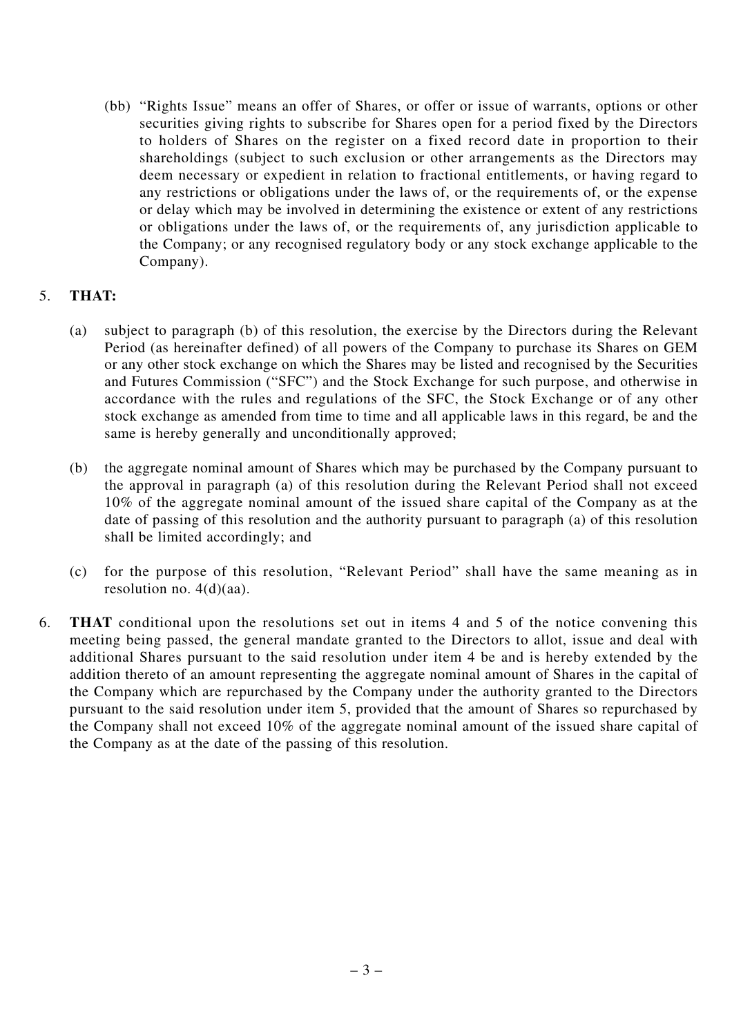(bb) "Rights Issue" means an offer of Shares, or offer or issue of warrants, options or other securities giving rights to subscribe for Shares open for a period fixed by the Directors to holders of Shares on the register on a fixed record date in proportion to their shareholdings (subject to such exclusion or other arrangements as the Directors may deem necessary or expedient in relation to fractional entitlements, or having regard to any restrictions or obligations under the laws of, or the requirements of, or the expense or delay which may be involved in determining the existence or extent of any restrictions or obligations under the laws of, or the requirements of, any jurisdiction applicable to the Company; or any recognised regulatory body or any stock exchange applicable to the Company).

5. **THAT:**

   (a) subject to paragraph (b) of this resolution, the exercise by the Directors during the Relevant Period (as hereinafter defined) of all powers of the Company to purchase its Shares on GEM or any other stock exchange on which the Shares may be listed and recognised by the Securities and Futures Commission ("SFC") and the Stock Exchange for such purpose, and otherwise in accordance with the rules and regulations of the SFC, the Stock Exchange or of any other stock exchange as amended from time to time and all applicable laws in this regard, be and the same is hereby generally and unconditionally approved;

   (b) the aggregate nominal amount of Shares which may be purchased by the Company pursuant to the approval in paragraph (a) of this resolution during the Relevant Period shall not exceed 10% of the aggregate nominal amount of the issued share capital of the Company as at the date of passing of this resolution and the authority pursuant to paragraph (a) of this resolution shall be limited accordingly; and

   (c) for the purpose of this resolution, "Relevant Period" shall have the same meaning as in resolution no. 4(d)(aa).

6. **THAT** conditional upon the resolutions set out in items 4 and 5 of the notice convening this meeting being passed, the general mandate granted to the Directors to allot, issue and deal with additional Shares pursuant to the said resolution under item 4 be and is hereby extended by the addition thereto of an amount representing the aggregate nominal amount of Shares in the capital of the Company which are repurchased by the Company under the authority granted to the Directors pursuant to the said resolution under item 5, provided that the amount of Shares so repurchased by the Company shall not exceed 10% of the aggregate nominal amount of the issued share capital of the Company as at the date of the passing of this resolution.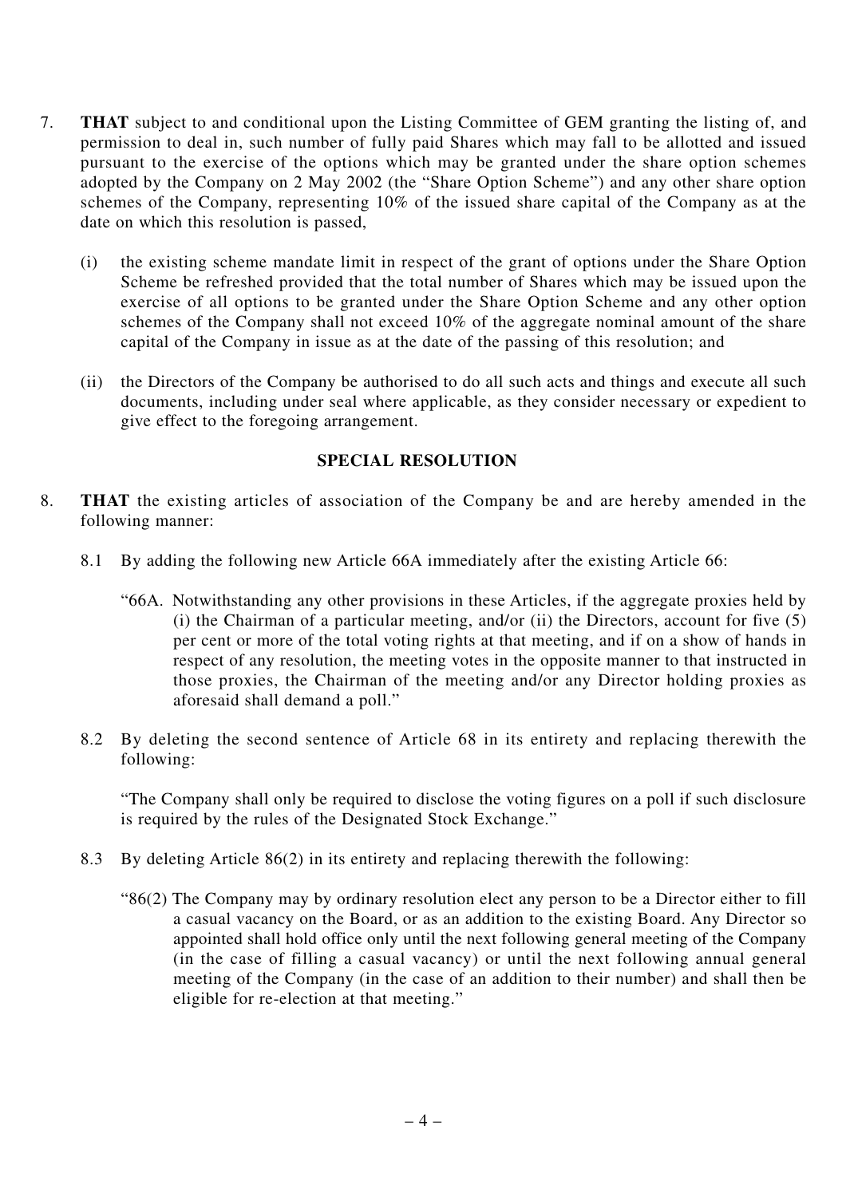7. **THAT** subject to and conditional upon the Listing Committee of GEM granting the listing of, and permission to deal in, such number of fully paid Shares which may fall to be allotted and issued pursuant to the exercise of the options which may be granted under the share option schemes adopted by the Company on 2 May 2002 (the "Share Option Scheme") and any other share option schemes of the Company, representing 10% of the issued share capital of the Company as at the date on which this resolution is passed,

   (i) the existing scheme mandate limit in respect of the grant of options under the Share Option Scheme be refreshed provided that the total number of Shares which may be issued upon the exercise of all options to be granted under the Share Option Scheme and any other option schemes of the Company shall not exceed 10% of the aggregate nominal amount of the share capital of the Company in issue as at the date of the passing of this resolution; and

   (ii) the Directors of the Company be authorised to do all such acts and things and execute all such documents, including under seal where applicable, as they consider necessary or expedient to give effect to the foregoing arrangement.

## SPECIAL RESOLUTION

8. **THAT** the existing articles of association of the Company be and are hereby amended in the following manner:

   8.1 By adding the following new Article 66A immediately after the existing Article 66:

   "66A. Notwithstanding any other provisions in these Articles, if the aggregate proxies held by (i) the Chairman of a particular meeting, and/or (ii) the Directors, account for five (5) per cent or more of the total voting rights at that meeting, and if on a show of hands in respect of any resolution, the meeting votes in the opposite manner to that instructed in those proxies, the Chairman of the meeting and/or any Director holding proxies as aforesaid shall demand a poll."

   8.2 By deleting the second sentence of Article 68 in its entirety and replacing therewith the following:

   "The Company shall only be required to disclose the voting figures on a poll if such disclosure is required by the rules of the Designated Stock Exchange."

   8.3 By deleting Article 86(2) in its entirety and replacing therewith the following:

   "86(2) The Company may by ordinary resolution elect any person to be a Director either to fill a casual vacancy on the Board, or as an addition to the existing Board. Any Director so appointed shall hold office only until the next following general meeting of the Company (in the case of filling a casual vacancy) or until the next following annual general meeting of the Company (in the case of an addition to their number) and shall then be eligible for re-election at that meeting."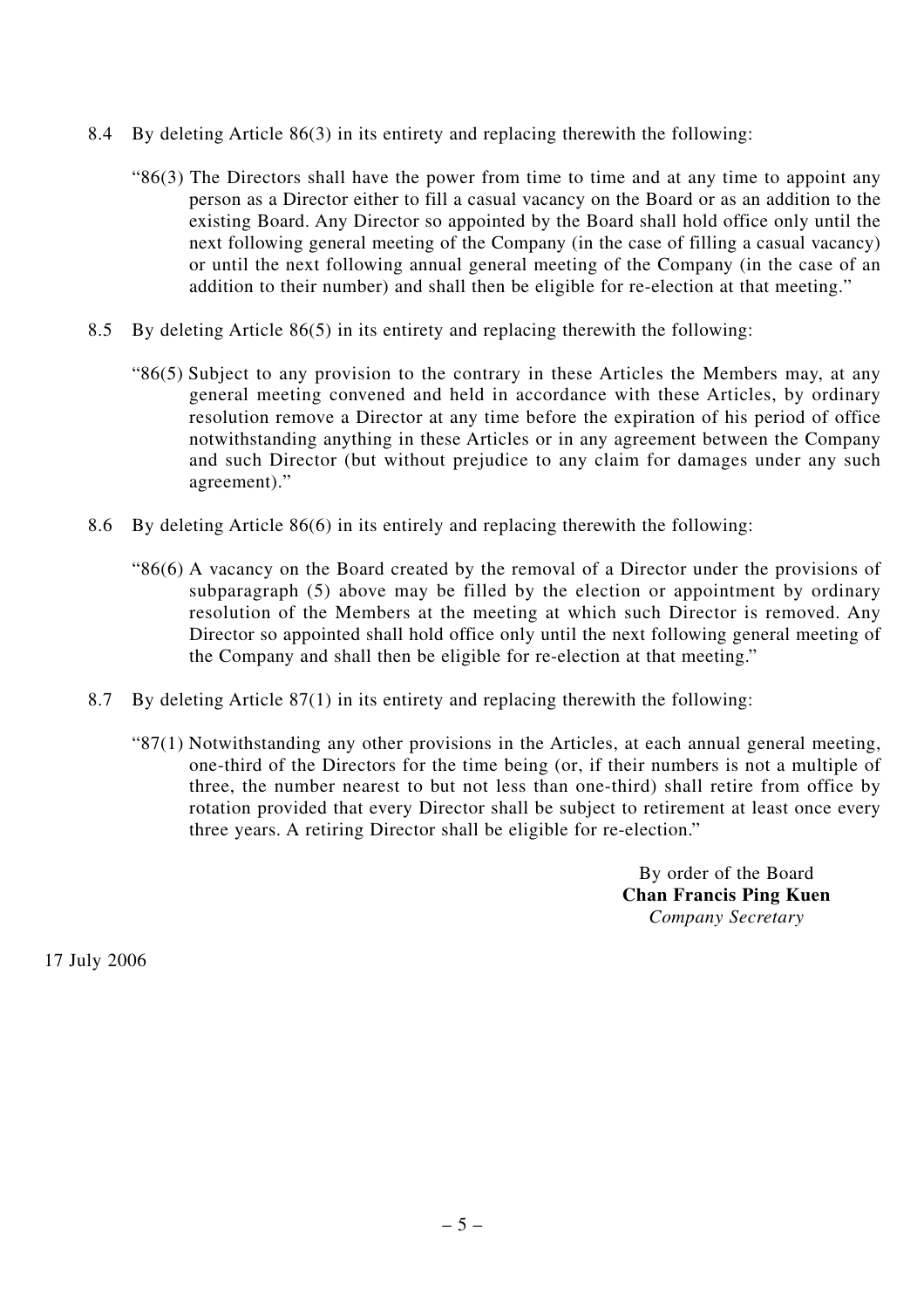8.4 By deleting Article 86(3) in its entirety and replacing therewith the following:

> "86(3) The Directors shall have the power from time to time and at any time to appoint any person as a Director either to fill a casual vacancy on the Board or as an addition to the existing Board. Any Director so appointed by the Board shall hold office only until the next following general meeting of the Company (in the case of filling a casual vacancy) or until the next following annual general meeting of the Company (in the case of an addition to their number) and shall then be eligible for re-election at that meeting."

8.5 By deleting Article 86(5) in its entirety and replacing therewith the following:

> "86(5) Subject to any provision to the contrary in these Articles the Members may, at any general meeting convened and held in accordance with these Articles, by ordinary resolution remove a Director at any time before the expiration of his period of office notwithstanding anything in these Articles or in any agreement between the Company and such Director (but without prejudice to any claim for damages under any such agreement)."

8.6 By deleting Article 86(6) in its entirely and replacing therewith the following:

> "86(6) A vacancy on the Board created by the removal of a Director under the provisions of subparagraph (5) above may be filled by the election or appointment by ordinary resolution of the Members at the meeting at which such Director is removed. Any Director so appointed shall hold office only until the next following general meeting of the Company and shall then be eligible for re-election at that meeting."

8.7 By deleting Article 87(1) in its entirety and replacing therewith the following:

> "87(1) Notwithstanding any other provisions in the Articles, at each annual general meeting, one-third of the Directors for the time being (or, if their numbers is not a multiple of three, the number nearest to but not less than one-third) shall retire from office by rotation provided that every Director shall be subject to retirement at least once every three years. A retiring Director shall be eligible for re-election."

By order of the Board
**Chan Francis Ping Kuen**
*Company Secretary*

17 July 2006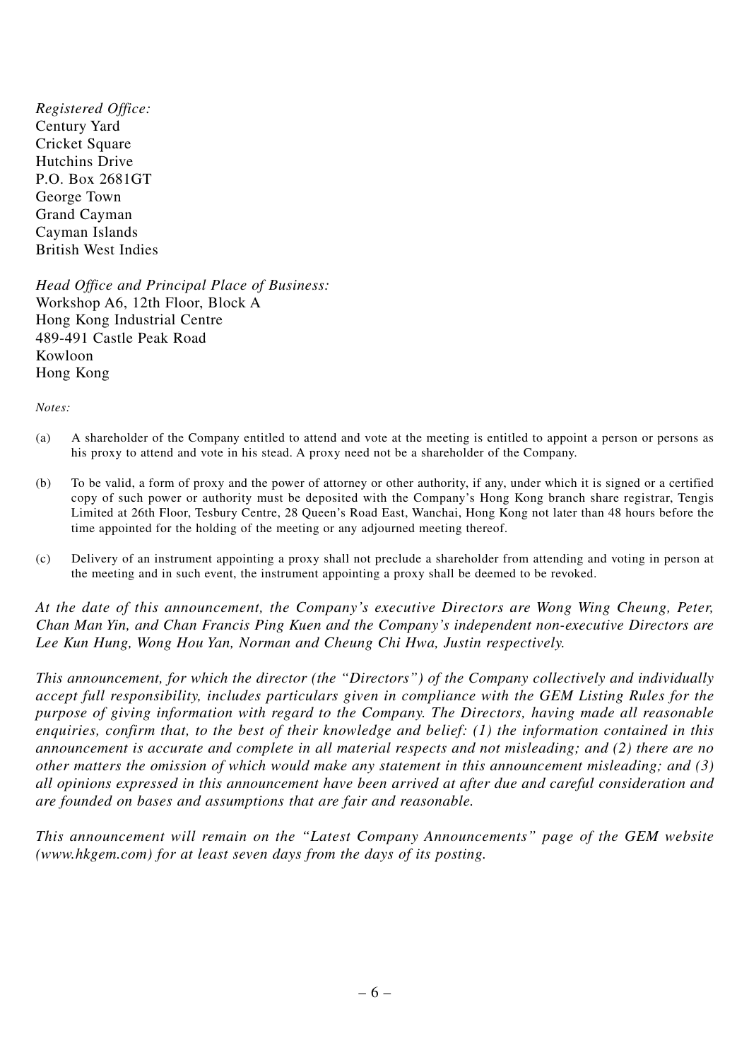*Registered Office:*
Century Yard
Cricket Square
Hutchins Drive
P.O. Box 2681GT
George Town
Grand Cayman
Cayman Islands
British West Indies

*Head Office and Principal Place of Business:*
Workshop A6, 12th Floor, Block A
Hong Kong Industrial Centre
489-491 Castle Peak Road
Kowloon
Hong Kong

*Notes:*

(a) A shareholder of the Company entitled to attend and vote at the meeting is entitled to appoint a person or persons as his proxy to attend and vote in his stead. A proxy need not be a shareholder of the Company.

(b) To be valid, a form of proxy and the power of attorney or other authority, if any, under which it is signed or a certified copy of such power or authority must be deposited with the Company's Hong Kong branch share registrar, Tengis Limited at 26th Floor, Tesbury Centre, 28 Queen's Road East, Wanchai, Hong Kong not later than 48 hours before the time appointed for the holding of the meeting or any adjourned meeting thereof.

(c) Delivery of an instrument appointing a proxy shall not preclude a shareholder from attending and voting in person at the meeting and in such event, the instrument appointing a proxy shall be deemed to be revoked.

*At the date of this announcement, the Company's executive Directors are Wong Wing Cheung, Peter, Chan Man Yin, and Chan Francis Ping Kuen and the Company's independent non-executive Directors are Lee Kun Hung, Wong Hou Yan, Norman and Cheung Chi Hwa, Justin respectively.*

*This announcement, for which the director (the "Directors") of the Company collectively and individually accept full responsibility, includes particulars given in compliance with the GEM Listing Rules for the purpose of giving information with regard to the Company. The Directors, having made all reasonable enquiries, confirm that, to the best of their knowledge and belief: (1) the information contained in this announcement is accurate and complete in all material respects and not misleading; and (2) there are no other matters the omission of which would make any statement in this announcement misleading; and (3) all opinions expressed in this announcement have been arrived at after due and careful consideration and are founded on bases and assumptions that are fair and reasonable.*

*This announcement will remain on the "Latest Company Announcements" page of the GEM website (www.hkgem.com) for at least seven days from the days of its posting.*